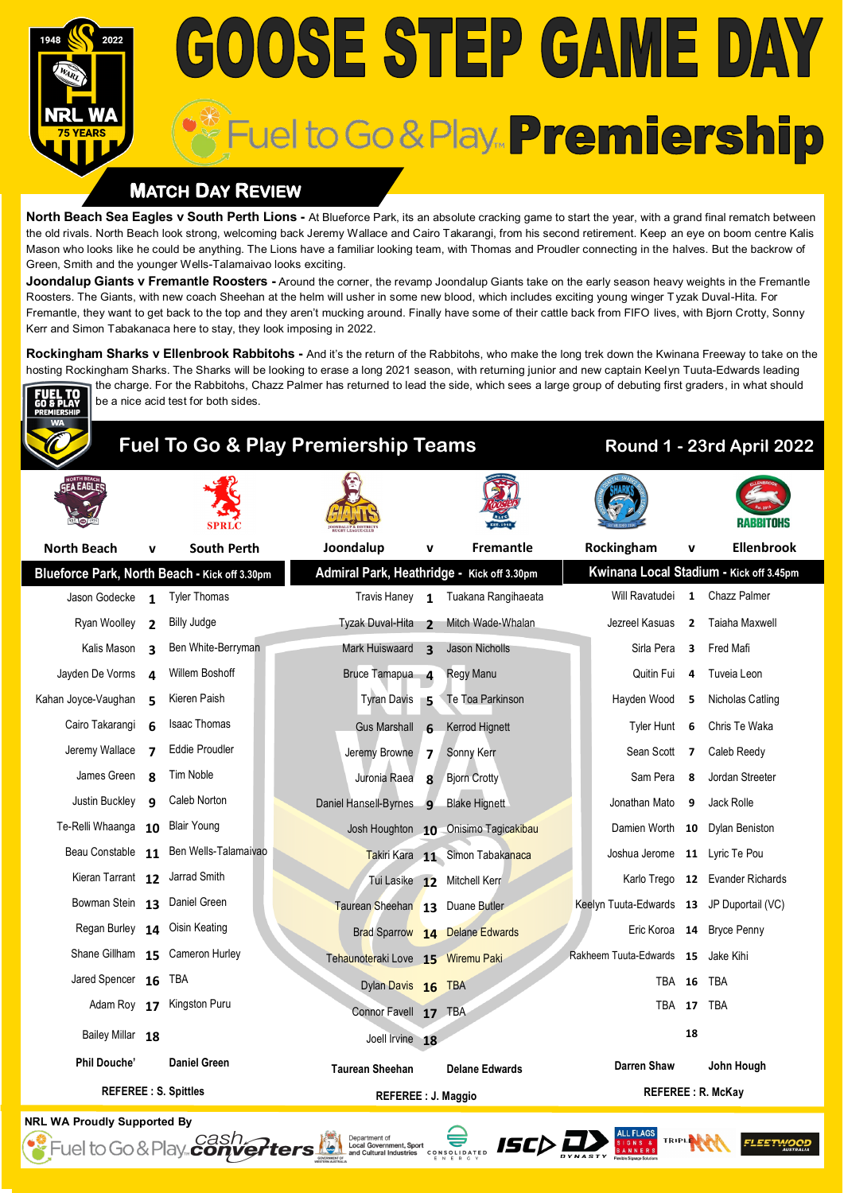# GOOSE STEP GAME DAY

## Fuel to Go & Play Premiership

### MATCH DAY REVIEW

**North Beach Sea Eagles v South Perth Lions -** At Blueforce Park, its an absolute cracking game to start the year, with a grand final rematch between the old rivals. North Beach look strong, welcoming back Jeremy Wallace and Cairo Takarangi, from his second retirement. Keep an eye on boom centre Kalis Mason who looks like he could be anything. The Lions have a familiar looking team, with Thomas and Proudler connecting in the halves. But the backrow of Green, Smith and the younger Wells-Talamaivao looks exciting.

**Joondalup Giants v Fremantle Roosters -** Around the corner, the revamp Joondalup Giants take on the early season heavy weights in the Fremantle Roosters. The Giants, with new coach Sheehan at the helm will usher in some new blood, which includes exciting young winger Tyzak Duval-Hita. For Fremantle, they want to get back to the top and they aren't mucking around. Finally have some of their cattle back from FIFO lives, with Bjorn Crotty, Sonny Kerr and Simon Tabakanaca here to stay, they look imposing in 2022.

**Rockingham Sharks v Ellenbrook Rabbitohs -** And it's the return of the Rabbitohs, who make the long trek down the Kwinana Freeway to take on the hosting Rockingham Sharks. The Sharks will be looking to erase a long 2021 season, with returning junior and new captain Keelyn Tuuta-Edwards leading the charge. For the Rabbitohs, Chazz Palmer has returned to lead the side, which sees a large group of debuting first graders, in what should be a nice acid test for both sides.

## Fuel To Go & Play Premiership Teams — Round 1 - 23rd April 2022

| North Beach | v | South Perth | Joondalup | v | Fremantle | Rockingham | v | Ellenbrook |
|---|---|---|---|---|---|---|---|---|
| Blueforce Park, North Beach - Kick off 3.30pm | | | Admiral Park, Heathridge - Kick off 3.30pm | | | Kwinana Local Stadium - Kick off 3.45pm | | |
| Jason Godecke | 1 | Tyler Thomas | Travis Haney | 1 | Tuakana Rangihaeata | Will Ravatudei | 1 | Chazz Palmer |
| Ryan Woolley | 2 | Billy Judge | Tyzak Duval-Hita | 2 | Mitch Wade-Whalan | Jezreel Kasuas | 2 | Taiaha Maxwell |
| Kalis Mason | 3 | Ben White-Berryman | Mark Huiswaard | 3 | Jason Nicholls | Sirla Pera | 3 | Fred Mafi |
| Jayden De Vorms | 4 | Willem Boshoff | Bruce Tamapua | 4 | Regy Manu | Quitin Fui | 4 | Tuveia Leon |
| Kahan Joyce-Vaughan | 5 | Kieren Paish | Tyran Davis | 5 | Te Toa Parkinson | Hayden Wood | 5 | Nicholas Catling |
| Cairo Takarangi | 6 | Isaac Thomas | Gus Marshall | 6 | Kerrod Hignett | Tyler Hunt | 6 | Chris Te Waka |
| Jeremy Wallace | 7 | Eddie Proudler | Jeremy Browne | 7 | Sonny Kerr | Sean Scott | 7 | Caleb Reedy |
| James Green | 8 | Tim Noble | Juronia Raea | 8 | Bjorn Crotty | Sam Pera | 8 | Jordan Streeter |
| Justin Buckley | 9 | Caleb Norton | Daniel Hansell-Byrnes | 9 | Blake Hignett | Jonathan Mato | 9 | Jack Rolle |
| Te-Relli Whaanga | 10 | Blair Young | Josh Houghton | 10 | Onisimo Tagicakibau | Damien Worth | 10 | Dylan Beniston |
| Beau Constable | 11 | Ben Wells-Talamaivao | Takiri Kara | 11 | Simon Tabakanaca | Joshua Jerome | 11 | Lyric Te Pou |
| Kieran Tarrant | 12 | Jarrad Smith | Tui Lasike | 12 | Mitchell Kerr | Karlo Trego | 12 | Evander Richards |
| Bowman Stein | 13 | Daniel Green | Taurean Sheehan | 13 | Duane Butler | Keelyn Tuuta-Edwards | 13 | JP Duportail (VC) |
| Regan Burley | 14 | Oisin Keating | Brad Sparrow | 14 | Delane Edwards | Eric Koroa | 14 | Bryce Penny |
| Shane Gillham | 15 | Cameron Hurley | Tehaunoteraki Love | 15 | Wiremu Paki | Rakheem Tuuta-Edwards | 15 | Jake Kihi |
| Jared Spencer | 16 | TBA | Dylan Davis | 16 | TBA | TBA | 16 | TBA |
| Adam Roy | 17 | Kingston Puru | Connor Favell | 17 | TBA | TBA | 17 | TBA |
| Bailey Millar | 18 | | Joell Irvine | 18 | | | 18 | |
| **Phil Douche'** | | **Daniel Green** | **Taurean Sheehan** | | **Delane Edwards** | **Darren Shaw** | | **John Hough** |
| REFEREE : S. Spittles | | | REFEREE : J. Maggio | | | REFEREE : R. McKay | | |

**NRL WA Proudly Supported By**

Fuel to Go & Play, Cash Converters, Department of Local Government, Sport and Cultural Industries, Consolidated Energy, ISC, Dynasty, All Flags Signs & Banners, Triple M, Fleetwood Australia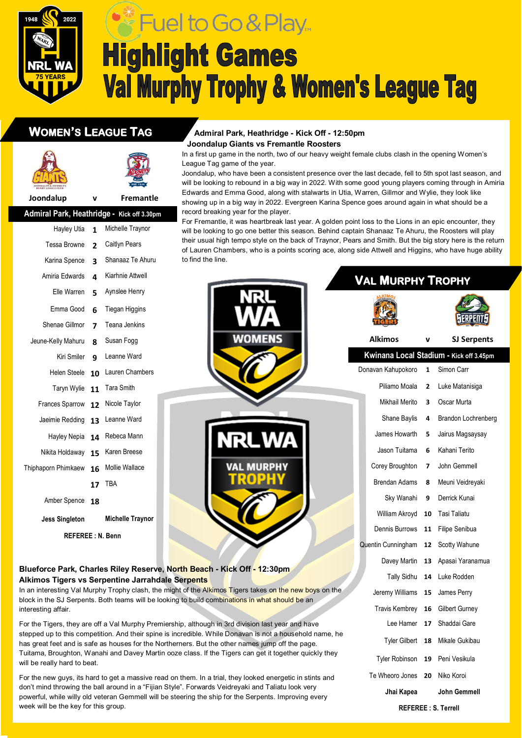# Fuel to Go & Play

# Highlight Games

# Val Murphy Trophy & Women's League Tag

## WOMEN'S LEAGUE TAG

| Joondalup | v | Fremantle |
|---|---|---|
| **Admiral Park, Heathridge - Kick off 3.30pm** | | |
| Hayley Utia | 1 | Michelle Traynor |
| Tessa Browne | 2 | Caitlyn Pears |
| Karina Spence | 3 | Shanaaz Te Ahuru |
| Amiria Edwards | 4 | Kiarhnie Attwell |
| Elle Warren | 5 | Aynslee Henry |
| Emma Good | 6 | Tiegan Higgins |
| Shenae Gillmor | 7 | Teana Jenkins |
| Jeune-Kelly Mahuru | 8 | Susan Fogg |
| Kiri Smiler | 9 | Leanne Ward |
| Helen Steele | 10 | Lauren Chambers |
| Taryn Wylie | 11 | Tara Smith |
| Frances Sparrow | 12 | Nicole Taylor |
| Jaeimie Redding | 13 | Leanne Ward |
| Hayley Nepia | 14 | Rebeca Mann |
| Nikita Holdaway | 15 | Karen Breese |
| Thiphaporn Phimkaew | 16 | Mollie Wallace |
| | 17 | TBA |
| Amber Spence | 18 | |
| **Jess Singleton** | | **Michelle Traynor** |

**REFEREE : N. Benn**

**Admiral Park, Heathridge - Kick Off - 12:50pm**
**Joondalup Giants vs Fremantle Roosters**

In a first up game in the north, two of our heavy weight female clubs clash in the opening Women's League Tag game of the year.

Joondalup, who have been a consistent presence over the last decade, fell to 5th spot last season, and will be looking to rebound in a big way in 2022. With some good young players coming through in Amiria Edwards and Emma Good, along with stalwarts in Utia, Warren, Gillmor and Wylie, they look like showing up in a big way in 2022. Evergreen Karina Spence goes around again in what should be a record breaking year for the player.

For Fremantle, it was heartbreak last year. A golden point loss to the Lions in an epic encounter, they will be looking to go one better this season. Behind captain Shanaaz Te Ahuru, the Roosters will play their usual high tempo style on the back of Traynor, Pears and Smith. But the big story here is the return of Lauren Chambers, who is a points scoring ace, along side Attwell and Higgins, who have huge ability to find the line.

## VAL MURPHY TROPHY

| Alkimos | v | SJ Serpents |
|---|---|---|
| **Kwinana Local Stadium - Kick off 3.45pm** | | |
| Donavan Kahupokoro | 1 | Simon Carr |
| Piliamo Moala | 2 | Luke Matanisiga |
| Mikhail Merito | 3 | Oscar Murta |
| Shane Baylis | 4 | Brandon Lochrenberg |
| James Howarth | 5 | Jairus Magsaysay |
| Jason Tuitama | 6 | Kahani Terito |
| Corey Broughton | 7 | John Gemmell |
| Brendan Adams | 8 | Meuni Veidreyaki |
| Sky Wanahi | 9 | Derrick Kunai |
| William Akroyd | 10 | Tasi Taliatu |
| Dennis Burrows | 11 | Filipe Senibua |
| Quentin Cunningham | 12 | Scotty Wahune |
| Davey Martin | 13 | Apasai Yaranamua |
| Tally Sidhu | 14 | Luke Rodden |
| Jeremy Williams | 15 | James Perry |
| Travis Kembrey | 16 | Gilbert Gurney |
| Lee Hamer | 17 | Shaddai Gare |
| Tyler Gilbert | 18 | Mikale Gukibau |
| Tyler Robinson | 19 | Peni Vesikula |
| Te Wheoro Jones | 20 | Niko Koroi |
| **Jhai Kapea** | | **John Gemmell** |

**REFEREE : S. Terrell**

**Blueforce Park, Charles Riley Reserve, North Beach - Kick Off - 12:30pm**
**Alkimos Tigers vs Serpentine Jarrahdale Serpents**

In an interesting Val Murphy Trophy clash, the might of the Alkimos Tigers takes on the new boys on the block in the SJ Serpents. Both teams will be looking to build combinations in what should be an interesting affair.

For the Tigers, they are off a Val Murphy Premiership, although in 3rd division last year and have stepped up to this competition. And their spine is incredible. While Donavan is not a household name, he has great feet and is safe as houses for the Northerners. But the other names jump off the page. Tuitama, Broughton, Wanahi and Davey Martin ooze class. If the Tigers can get it together quickly they will be really hard to beat.

For the new guys, its hard to get a massive read on them. In a trial, they looked energetic in stints and don't mind throwing the ball around in a "Fijian Style". Forwards Veidreyaki and Taliatu look very powerful, while willy old veteran Gemmell will be steering the ship for the Serpents. Improving every week will be the key for this group.